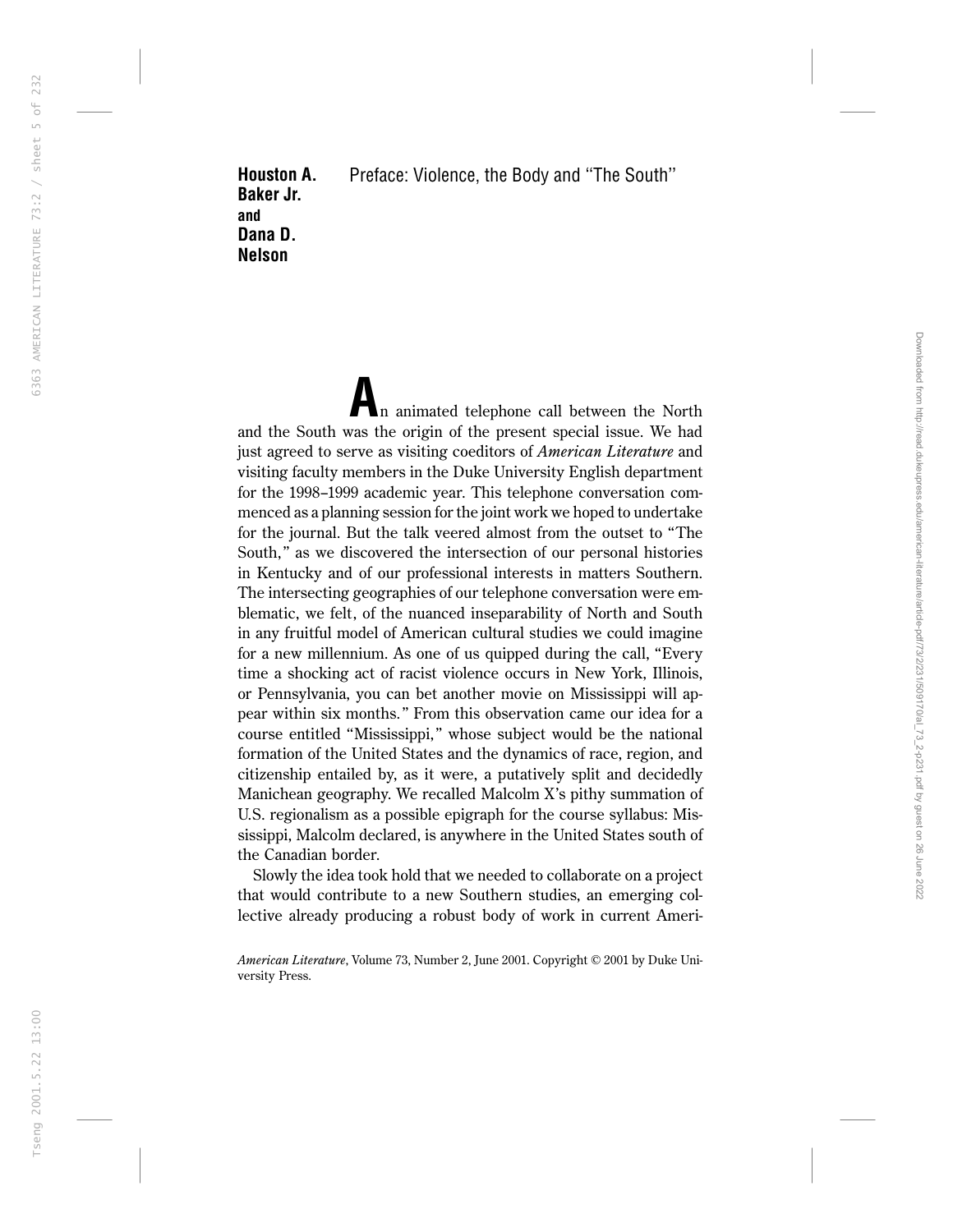**Houston A. Baker Jr. and Dana D. Nelson**

# Preface: Violence, the Body and "The South"

An animated telephone call between the North and the South was the origin of the present special issue. We had just agreed to serve as visiting coeditors of *American Literature* and visiting faculty members in the Duke University English department for the 1998–1999 academic year. This telephone conversation commenced as a planning session for the joint work we hoped to undertake for the journal. But the talk veered almost from the outset to "The South," as we discovered the intersection of our personal histories in Kentucky and of our professional interests in matters Southern. The intersecting geographies of our telephone conversation were emblematic, we felt, of the nuanced inseparability of North and South in any fruitful model of American cultural studies we could imagine for a new millennium. As one of us quipped during the call, "Every time a shocking act of racist violence occurs in New York, Illinois, or Pennsylvania, you can bet another movie on Mississippi will appear within six months." From this observation came our idea for a course entitled "Mississippi," whose subject would be the national formation of the United States and the dynamics of race, region, and citizenship entailed by, as it were, a putatively split and decidedly Manichean geography. We recalled Malcolm X's pithy summation of U.S. regionalism as a possible epigraph for the course syllabus: Mississippi, Malcolm declared, is anywhere in the United States south of the Canadian border.

Slowly the idea took hold that we needed to collaborate on a project that would contribute to a new Southern studies, an emerging collective already producing a robust body of work in current Ameri-

*American Literature*, Volume 73, Number 2, June 2001. Copyright © 2001 by Duke University Press.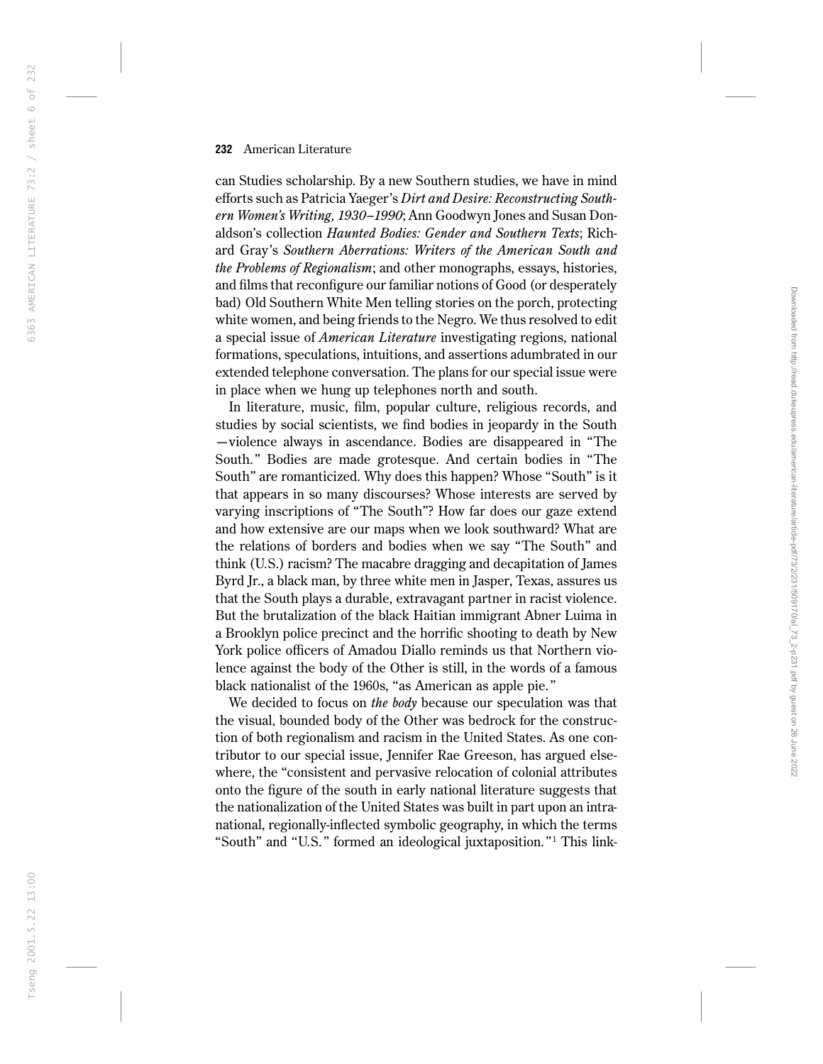can Studies scholarship. By a new Southern studies, we have in mind efforts such as Patricia Yaeger's *Dirt and Desire: Reconstructing Southern Women's Writing, 1930–1990*; Ann Goodwyn Jones and Susan Donaldson's collection *Haunted Bodies: Gender and Southern Texts*; Richard Gray's *Southern Aberrations: Writers of the American South and the Problems of Regionalism*; and other monographs, essays, histories, and films that reconfigure our familiar notions of Good (or desperately bad) Old Southern White Men telling stories on the porch, protecting white women, and being friends to the Negro. We thus resolved to edit a special issue of *American Literature* investigating regions, national formations, speculations, intuitions, and assertions adumbrated in our extended telephone conversation. The plans for our special issue were in place when we hung up telephones north and south.

In literature, music, film, popular culture, religious records, and studies by social scientists, we find bodies in jeopardy in the South —violence always in ascendance. Bodies are disappeared in "The South." Bodies are made grotesque. And certain bodies in "The South" are romanticized. Why does this happen? Whose "South" is it that appears in so many discourses? Whose interests are served by varying inscriptions of "The South"? How far does our gaze extend and how extensive are our maps when we look southward? What are the relations of borders and bodies when we say "The South" and think (U.S.) racism? The macabre dragging and decapitation of James Byrd Jr., a black man, by three white men in Jasper, Texas, assures us that the South plays a durable, extravagant partner in racist violence. But the brutalization of the black Haitian immigrant Abner Luima in a Brooklyn police precinct and the horrific shooting to death by New York police officers of Amadou Diallo reminds us that Northern violence against the body of the Other is still, in the words of a famous black nationalist of the 1960s, "as American as apple pie."

We decided to focus on *the body* because our speculation was that the visual, bounded body of the Other was bedrock for the construction of both regionalism and racism in the United States. As one contributor to our special issue, Jennifer Rae Greeson, has argued elsewhere, the "consistent and pervasive relocation of colonial attributes onto the figure of the south in early national literature suggests that the nationalization of the United States was built in part upon an intranational, regionally-inflected symbolic geography, in which the terms "South" and "U.S." formed an ideological juxtaposition."[1] This link-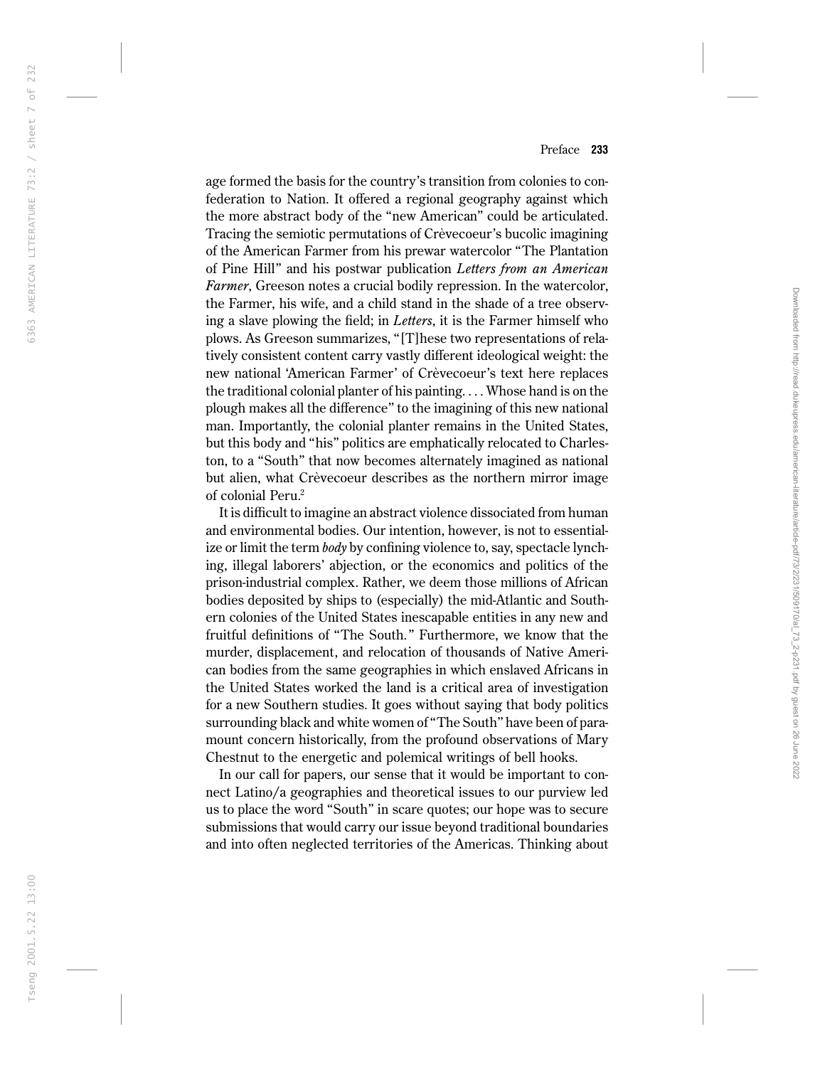age formed the basis for the country's transition from colonies to confederation to Nation. It offered a regional geography against which the more abstract body of the "new American" could be articulated. Tracing the semiotic permutations of Crèvecoeur's bucolic imagining of the American Farmer from his prewar watercolor "The Plantation of Pine Hill" and his postwar publication *Letters from an American Farmer*, Greeson notes a crucial bodily repression. In the watercolor, the Farmer, his wife, and a child stand in the shade of a tree observing a slave plowing the field; in *Letters*, it is the Farmer himself who plows. As Greeson summarizes, "[T]hese two representations of relatively consistent content carry vastly different ideological weight: the new national 'American Farmer' of Crèvecoeur's text here replaces the traditional colonial planter of his painting. . . . Whose hand is on the plough makes all the difference" to the imagining of this new national man. Importantly, the colonial planter remains in the United States, but this body and "his" politics are emphatically relocated to Charleston, to a "South" that now becomes alternately imagined as national but alien, what Crèvecoeur describes as the northern mirror image of colonial Peru.[2]

It is difficult to imagine an abstract violence dissociated from human and environmental bodies. Our intention, however, is not to essentialize or limit the term *body* by confining violence to, say, spectacle lynching, illegal laborers' abjection, or the economics and politics of the prison-industrial complex. Rather, we deem those millions of African bodies deposited by ships to (especially) the mid-Atlantic and Southern colonies of the United States inescapable entities in any new and fruitful definitions of "The South." Furthermore, we know that the murder, displacement, and relocation of thousands of Native American bodies from the same geographies in which enslaved Africans in the United States worked the land is a critical area of investigation for a new Southern studies. It goes without saying that body politics surrounding black and white women of "The South" have been of paramount concern historically, from the profound observations of Mary Chestnut to the energetic and polemical writings of bell hooks.

In our call for papers, our sense that it would be important to connect Latino/a geographies and theoretical issues to our purview led us to place the word "South" in scare quotes; our hope was to secure submissions that would carry our issue beyond traditional boundaries and into often neglected territories of the Americas. Thinking about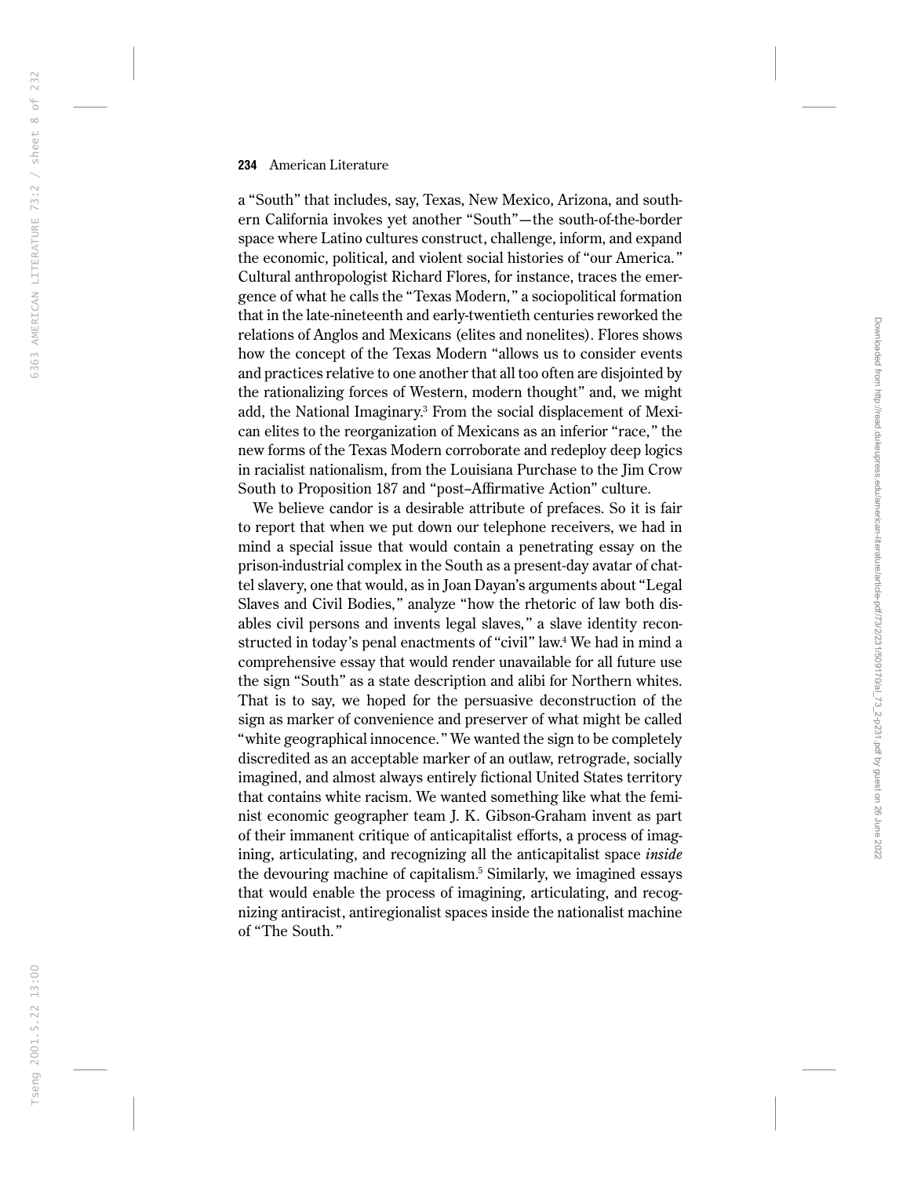a "South" that includes, say, Texas, New Mexico, Arizona, and southern California invokes yet another "South"—the south-of-the-border space where Latino cultures construct, challenge, inform, and expand the economic, political, and violent social histories of "our America." Cultural anthropologist Richard Flores, for instance, traces the emergence of what he calls the "Texas Modern," a sociopolitical formation that in the late-nineteenth and early-twentieth centuries reworked the relations of Anglos and Mexicans (elites and nonelites). Flores shows how the concept of the Texas Modern "allows us to consider events and practices relative to one another that all too often are disjointed by the rationalizing forces of Western, modern thought" and, we might add, the National Imaginary.[3] From the social displacement of Mexican elites to the reorganization of Mexicans as an inferior "race," the new forms of the Texas Modern corroborate and redeploy deep logics in racialist nationalism, from the Louisiana Purchase to the Jim Crow South to Proposition 187 and "post–Affirmative Action" culture.

We believe candor is a desirable attribute of prefaces. So it is fair to report that when we put down our telephone receivers, we had in mind a special issue that would contain a penetrating essay on the prison-industrial complex in the South as a present-day avatar of chattel slavery, one that would, as in Joan Dayan's arguments about "Legal Slaves and Civil Bodies," analyze "how the rhetoric of law both disables civil persons and invents legal slaves," a slave identity reconstructed in today's penal enactments of "civil" law.[4] We had in mind a comprehensive essay that would render unavailable for all future use the sign "South" as a state description and alibi for Northern whites. That is to say, we hoped for the persuasive deconstruction of the sign as marker of convenience and preserver of what might be called "white geographical innocence." We wanted the sign to be completely discredited as an acceptable marker of an outlaw, retrograde, socially imagined, and almost always entirely fictional United States territory that contains white racism. We wanted something like what the feminist economic geographer team J. K. Gibson-Graham invent as part of their immanent critique of anticapitalist efforts, a process of imagining, articulating, and recognizing all the anticapitalist space *inside* the devouring machine of capitalism.[5] Similarly, we imagined essays that would enable the process of imagining, articulating, and recognizing antiracist, antiregionalist spaces inside the nationalist machine of "The South."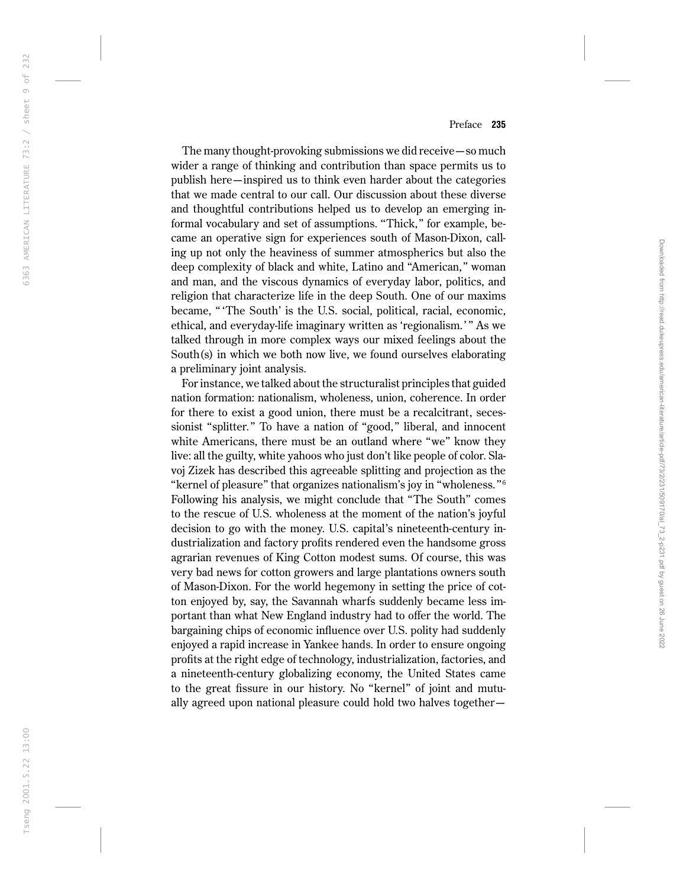The many thought-provoking submissions we did receive—so much wider a range of thinking and contribution than space permits us to publish here—inspired us to think even harder about the categories that we made central to our call. Our discussion about these diverse and thoughtful contributions helped us to develop an emerging informal vocabulary and set of assumptions. "Thick," for example, became an operative sign for experiences south of Mason-Dixon, calling up not only the heaviness of summer atmospherics but also the deep complexity of black and white, Latino and "American," woman and man, and the viscous dynamics of everyday labor, politics, and religion that characterize life in the deep South. One of our maxims became, "'The South' is the U.S. social, political, racial, economic, ethical, and everyday-life imaginary written as 'regionalism.'" As we talked through in more complex ways our mixed feelings about the South(s) in which we both now live, we found ourselves elaborating a preliminary joint analysis.

For instance, we talked about the structuralist principles that guided nation formation: nationalism, wholeness, union, coherence. In order for there to exist a good union, there must be a recalcitrant, secessionist "splitter." To have a nation of "good," liberal, and innocent white Americans, there must be an outland where "we" know they live: all the guilty, white yahoos who just don't like people of color. Slavoj Zizek has described this agreeable splitting and projection as the "kernel of pleasure" that organizes nationalism's joy in "wholeness."[6] Following his analysis, we might conclude that "The South" comes to the rescue of U.S. wholeness at the moment of the nation's joyful decision to go with the money. U.S. capital's nineteenth-century industrialization and factory profits rendered even the handsome gross agrarian revenues of King Cotton modest sums. Of course, this was very bad news for cotton growers and large plantations owners south of Mason-Dixon. For the world hegemony in setting the price of cotton enjoyed by, say, the Savannah wharfs suddenly became less important than what New England industry had to offer the world. The bargaining chips of economic influence over U.S. polity had suddenly enjoyed a rapid increase in Yankee hands. In order to ensure ongoing profits at the right edge of technology, industrialization, factories, and a nineteenth-century globalizing economy, the United States came to the great fissure in our history. No "kernel" of joint and mutually agreed upon national pleasure could hold two halves together—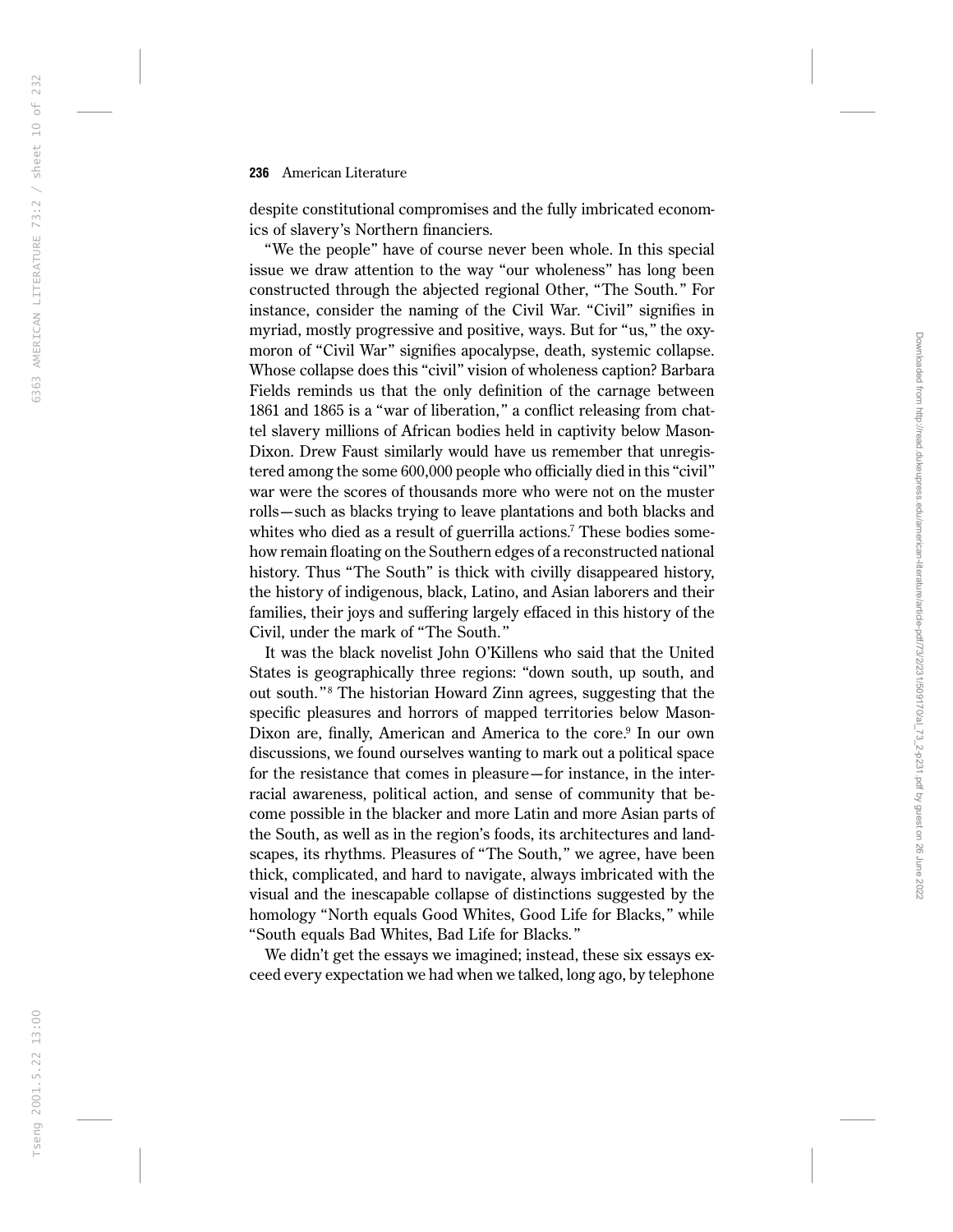despite constitutional compromises and the fully imbricated economics of slavery's Northern financiers.

"We the people" have of course never been whole. In this special issue we draw attention to the way "our wholeness" has long been constructed through the abjected regional Other, "The South." For instance, consider the naming of the Civil War. "Civil" signifies in myriad, mostly progressive and positive, ways. But for "us," the oxymoron of "Civil War" signifies apocalypse, death, systemic collapse. Whose collapse does this "civil" vision of wholeness caption? Barbara Fields reminds us that the only definition of the carnage between 1861 and 1865 is a "war of liberation," a conflict releasing from chattel slavery millions of African bodies held in captivity below Mason-Dixon. Drew Faust similarly would have us remember that unregistered among the some 600,000 people who officially died in this "civil" war were the scores of thousands more who were not on the muster rolls—such as blacks trying to leave plantations and both blacks and whites who died as a result of guerrilla actions.[7] These bodies somehow remain floating on the Southern edges of a reconstructed national history. Thus "The South" is thick with civilly disappeared history, the history of indigenous, black, Latino, and Asian laborers and their families, their joys and suffering largely effaced in this history of the Civil, under the mark of "The South."

It was the black novelist John O'Killens who said that the United States is geographically three regions: "down south, up south, and out south."[8] The historian Howard Zinn agrees, suggesting that the specific pleasures and horrors of mapped territories below Mason-Dixon are, finally, American and America to the core.[9] In our own discussions, we found ourselves wanting to mark out a political space for the resistance that comes in pleasure—for instance, in the interracial awareness, political action, and sense of community that become possible in the blacker and more Latin and more Asian parts of the South, as well as in the region's foods, its architectures and landscapes, its rhythms. Pleasures of "The South," we agree, have been thick, complicated, and hard to navigate, always imbricated with the visual and the inescapable collapse of distinctions suggested by the homology "North equals Good Whites, Good Life for Blacks," while "South equals Bad Whites, Bad Life for Blacks."

We didn't get the essays we imagined; instead, these six essays exceed every expectation we had when we talked, long ago, by telephone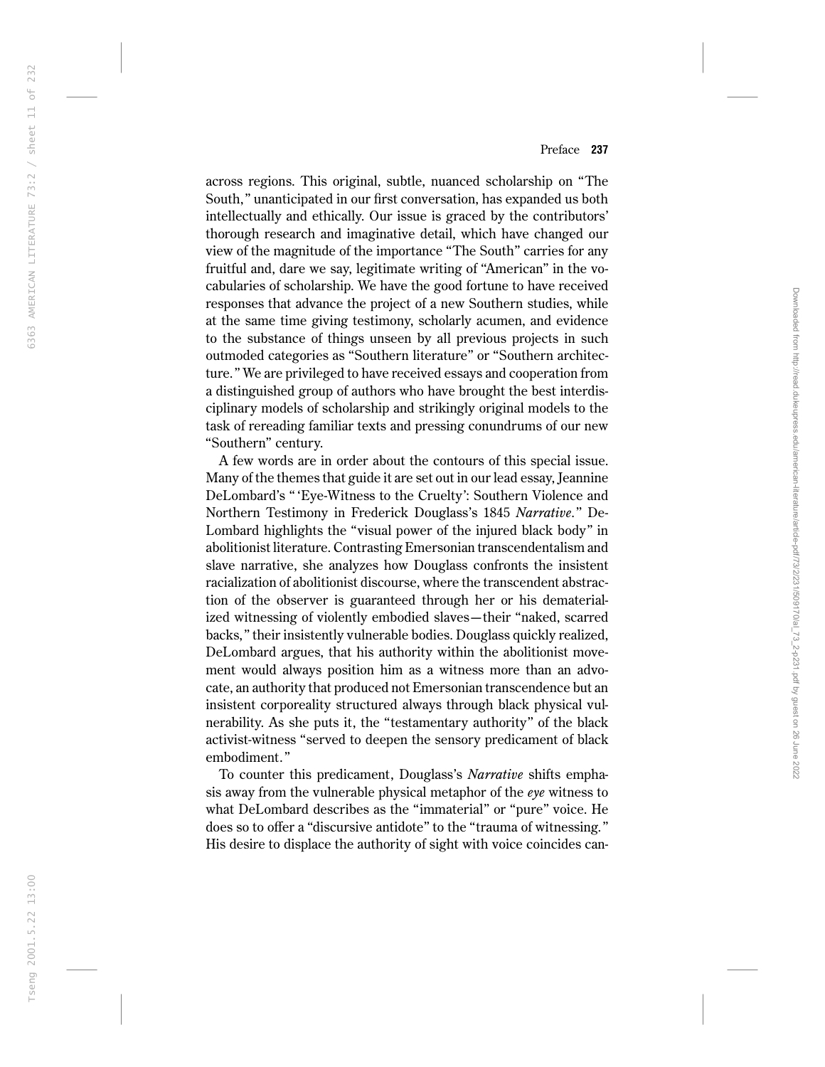across regions. This original, subtle, nuanced scholarship on "The South," unanticipated in our first conversation, has expanded us both intellectually and ethically. Our issue is graced by the contributors' thorough research and imaginative detail, which have changed our view of the magnitude of the importance "The South" carries for any fruitful and, dare we say, legitimate writing of "American" in the vocabularies of scholarship. We have the good fortune to have received responses that advance the project of a new Southern studies, while at the same time giving testimony, scholarly acumen, and evidence to the substance of things unseen by all previous projects in such outmoded categories as "Southern literature" or "Southern architecture." We are privileged to have received essays and cooperation from a distinguished group of authors who have brought the best interdisciplinary models of scholarship and strikingly original models to the task of rereading familiar texts and pressing conundrums of our new "Southern" century.

A few words are in order about the contours of this special issue. Many of the themes that guide it are set out in our lead essay, Jeannine DeLombard's "'Eye-Witness to the Cruelty': Southern Violence and Northern Testimony in Frederick Douglass's 1845 *Narrative*." DeLombard highlights the "visual power of the injured black body" in abolitionist literature. Contrasting Emersonian transcendentalism and slave narrative, she analyzes how Douglass confronts the insistent racialization of abolitionist discourse, where the transcendent abstraction of the observer is guaranteed through her or his dematerialized witnessing of violently embodied slaves—their "naked, scarred backs," their insistently vulnerable bodies. Douglass quickly realized, DeLombard argues, that his authority within the abolitionist movement would always position him as a witness more than an advocate, an authority that produced not Emersonian transcendence but an insistent corporeality structured always through black physical vulnerability. As she puts it, the "testamentary authority" of the black activist-witness "served to deepen the sensory predicament of black embodiment."

To counter this predicament, Douglass's *Narrative* shifts emphasis away from the vulnerable physical metaphor of the *eye* witness to what DeLombard describes as the "immaterial" or "pure" voice. He does so to offer a "discursive antidote" to the "trauma of witnessing." His desire to displace the authority of sight with voice coincides can-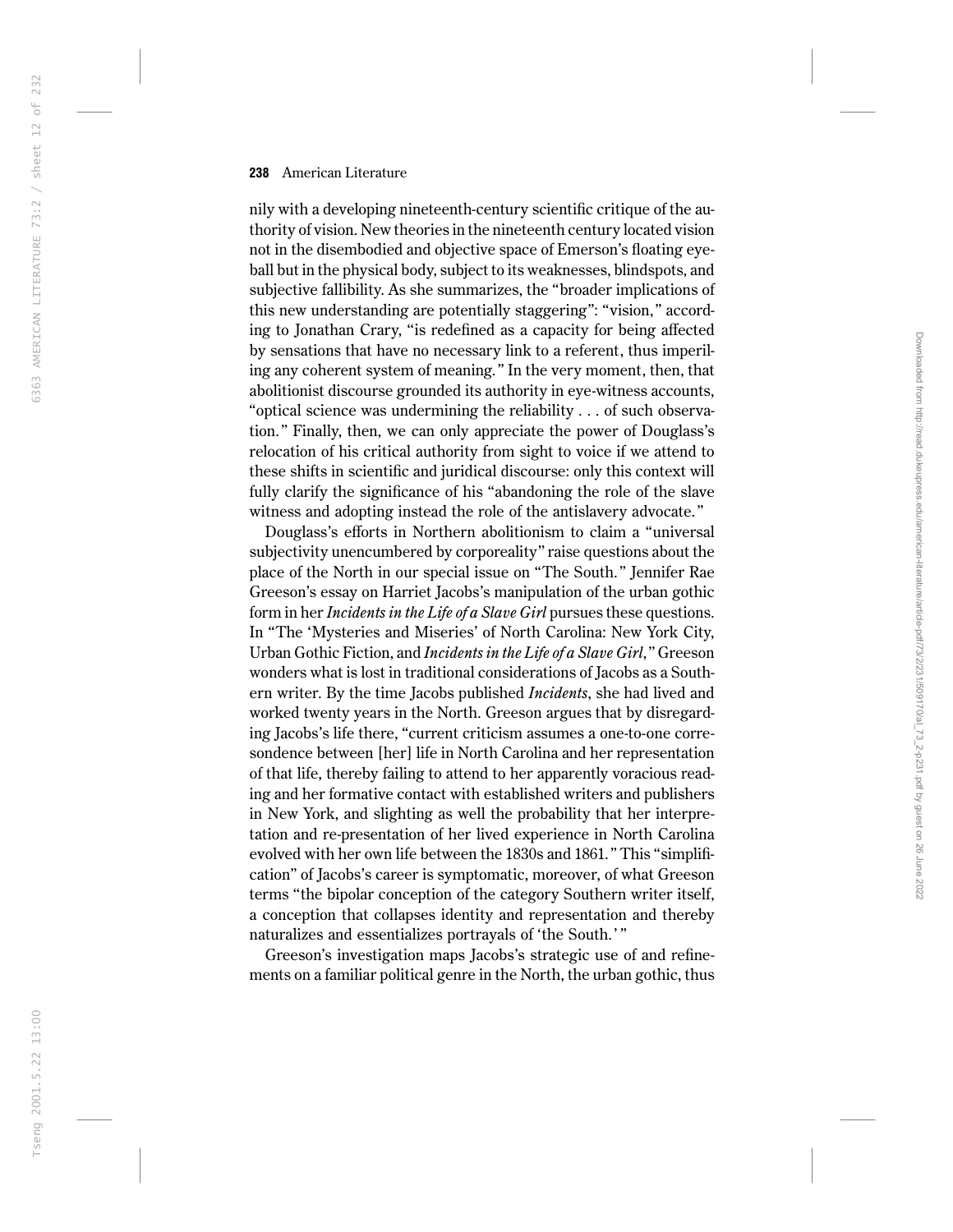nily with a developing nineteenth-century scientific critique of the authority of vision. New theories in the nineteenth century located vision not in the disembodied and objective space of Emerson's floating eyeball but in the physical body, subject to its weaknesses, blindspots, and subjective fallibility. As she summarizes, the "broader implications of this new understanding are potentially staggering": "vision," according to Jonathan Crary, "is redefined as a capacity for being affected by sensations that have no necessary link to a referent, thus imperiling any coherent system of meaning." In the very moment, then, that abolitionist discourse grounded its authority in eye-witness accounts, "optical science was undermining the reliability . . . of such observation." Finally, then, we can only appreciate the power of Douglass's relocation of his critical authority from sight to voice if we attend to these shifts in scientific and juridical discourse: only this context will fully clarify the significance of his "abandoning the role of the slave witness and adopting instead the role of the antislavery advocate."

Douglass's efforts in Northern abolitionism to claim a "universal subjectivity unencumbered by corporeality" raise questions about the place of the North in our special issue on "The South." Jennifer Rae Greeson's essay on Harriet Jacobs's manipulation of the urban gothic form in her *Incidents in the Life of a Slave Girl* pursues these questions. In "The 'Mysteries and Miseries' of North Carolina: New York City, Urban Gothic Fiction, and *Incidents in the Life of a Slave Girl*," Greeson wonders what is lost in traditional considerations of Jacobs as a Southern writer. By the time Jacobs published *Incidents*, she had lived and worked twenty years in the North. Greeson argues that by disregarding Jacobs's life there, "current criticism assumes a one-to-one corresondence between [her] life in North Carolina and her representation of that life, thereby failing to attend to her apparently voracious reading and her formative contact with established writers and publishers in New York, and slighting as well the probability that her interpretation and re-presentation of her lived experience in North Carolina evolved with her own life between the 1830s and 1861." This "simplification" of Jacobs's career is symptomatic, moreover, of what Greeson terms "the bipolar conception of the category Southern writer itself, a conception that collapses identity and representation and thereby naturalizes and essentializes portrayals of 'the South.'"

Greeson's investigation maps Jacobs's strategic use of and refinements on a familiar political genre in the North, the urban gothic, thus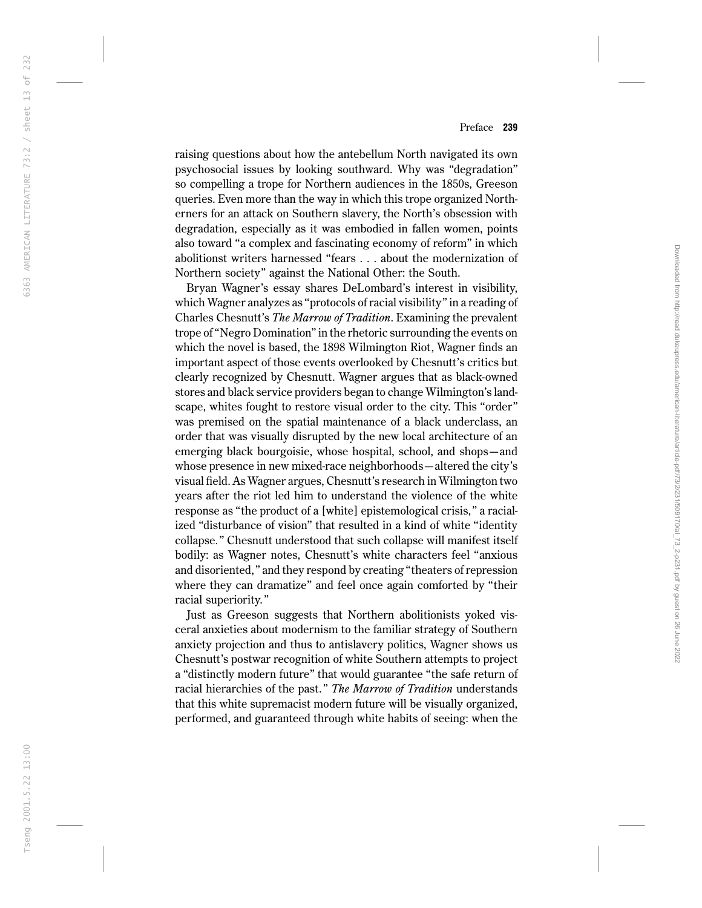raising questions about how the antebellum North navigated its own psychosocial issues by looking southward. Why was "degradation" so compelling a trope for Northern audiences in the 1850s, Greeson queries. Even more than the way in which this trope organized Northerners for an attack on Southern slavery, the North's obsession with degradation, especially as it was embodied in fallen women, points also toward "a complex and fascinating economy of reform" in which abolitionst writers harnessed "fears . . . about the modernization of Northern society" against the National Other: the South.

Bryan Wagner's essay shares DeLombard's interest in visibility, which Wagner analyzes as "protocols of racial visibility" in a reading of Charles Chesnutt's *The Marrow of Tradition*. Examining the prevalent trope of "Negro Domination" in the rhetoric surrounding the events on which the novel is based, the 1898 Wilmington Riot, Wagner finds an important aspect of those events overlooked by Chesnutt's critics but clearly recognized by Chesnutt. Wagner argues that as black-owned stores and black service providers began to change Wilmington's landscape, whites fought to restore visual order to the city. This "order" was premised on the spatial maintenance of a black underclass, an order that was visually disrupted by the new local architecture of an emerging black bourgoisie, whose hospital, school, and shops—and whose presence in new mixed-race neighborhoods—altered the city's visual field. As Wagner argues, Chesnutt's research in Wilmington two years after the riot led him to understand the violence of the white response as "the product of a [white] epistemological crisis," a racialized "disturbance of vision" that resulted in a kind of white "identity collapse." Chesnutt understood that such collapse will manifest itself bodily: as Wagner notes, Chesnutt's white characters feel "anxious and disoriented," and they respond by creating "theaters of repression where they can dramatize" and feel once again comforted by "their racial superiority."

Just as Greeson suggests that Northern abolitionists yoked visceral anxieties about modernism to the familiar strategy of Southern anxiety projection and thus to antislavery politics, Wagner shows us Chesnutt's postwar recognition of white Southern attempts to project a "distinctly modern future" that would guarantee "the safe return of racial hierarchies of the past." *The Marrow of Tradition* understands that this white supremacist modern future will be visually organized, performed, and guaranteed through white habits of seeing: when the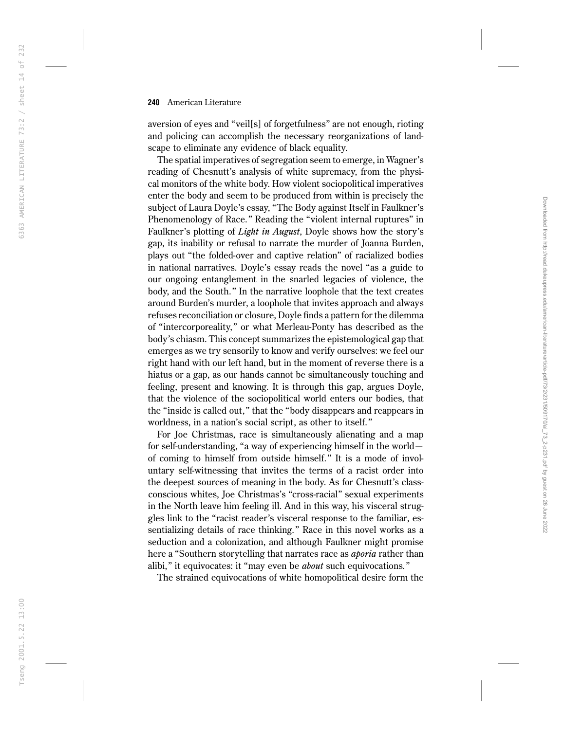aversion of eyes and "veil[s] of forgetfulness" are not enough, rioting and policing can accomplish the necessary reorganizations of landscape to eliminate any evidence of black equality.

The spatial imperatives of segregation seem to emerge, in Wagner's reading of Chesnutt's analysis of white supremacy, from the physical monitors of the white body. How violent sociopolitical imperatives enter the body and seem to be produced from within is precisely the subject of Laura Doyle's essay, "The Body against Itself in Faulkner's Phenomenology of Race." Reading the "violent internal ruptures" in Faulkner's plotting of *Light in August*, Doyle shows how the story's gap, its inability or refusal to narrate the murder of Joanna Burden, plays out "the folded-over and captive relation" of racialized bodies in national narratives. Doyle's essay reads the novel "as a guide to our ongoing entanglement in the snarled legacies of violence, the body, and the South." In the narrative loophole that the text creates around Burden's murder, a loophole that invites approach and always refuses reconciliation or closure, Doyle finds a pattern for the dilemma of "intercorporeality," or what Merleau-Ponty has described as the body's chiasm. This concept summarizes the epistemological gap that emerges as we try sensorily to know and verify ourselves: we feel our right hand with our left hand, but in the moment of reverse there is a hiatus or a gap, as our hands cannot be simultaneously touching and feeling, present and knowing. It is through this gap, argues Doyle, that the violence of the sociopolitical world enters our bodies, that the "inside is called out," that the "body disappears and reappears in worldness, in a nation's social script, as other to itself."

For Joe Christmas, race is simultaneously alienating and a map for self-understanding, "a way of experiencing himself in the world—of coming to himself from outside himself." It is a mode of involuntary self-witnessing that invites the terms of a racist order into the deepest sources of meaning in the body. As for Chesnutt's class-conscious whites, Joe Christmas's "cross-racial" sexual experiments in the North leave him feeling ill. And in this way, his visceral struggles link to the "racist reader's visceral response to the familiar, essentializing details of race thinking." Race in this novel works as a seduction and a colonization, and although Faulkner might promise here a "Southern storytelling that narrates race as *aporia* rather than alibi," it equivocates: it "may even be *about* such equivocations."

The strained equivocations of white homopolitical desire form the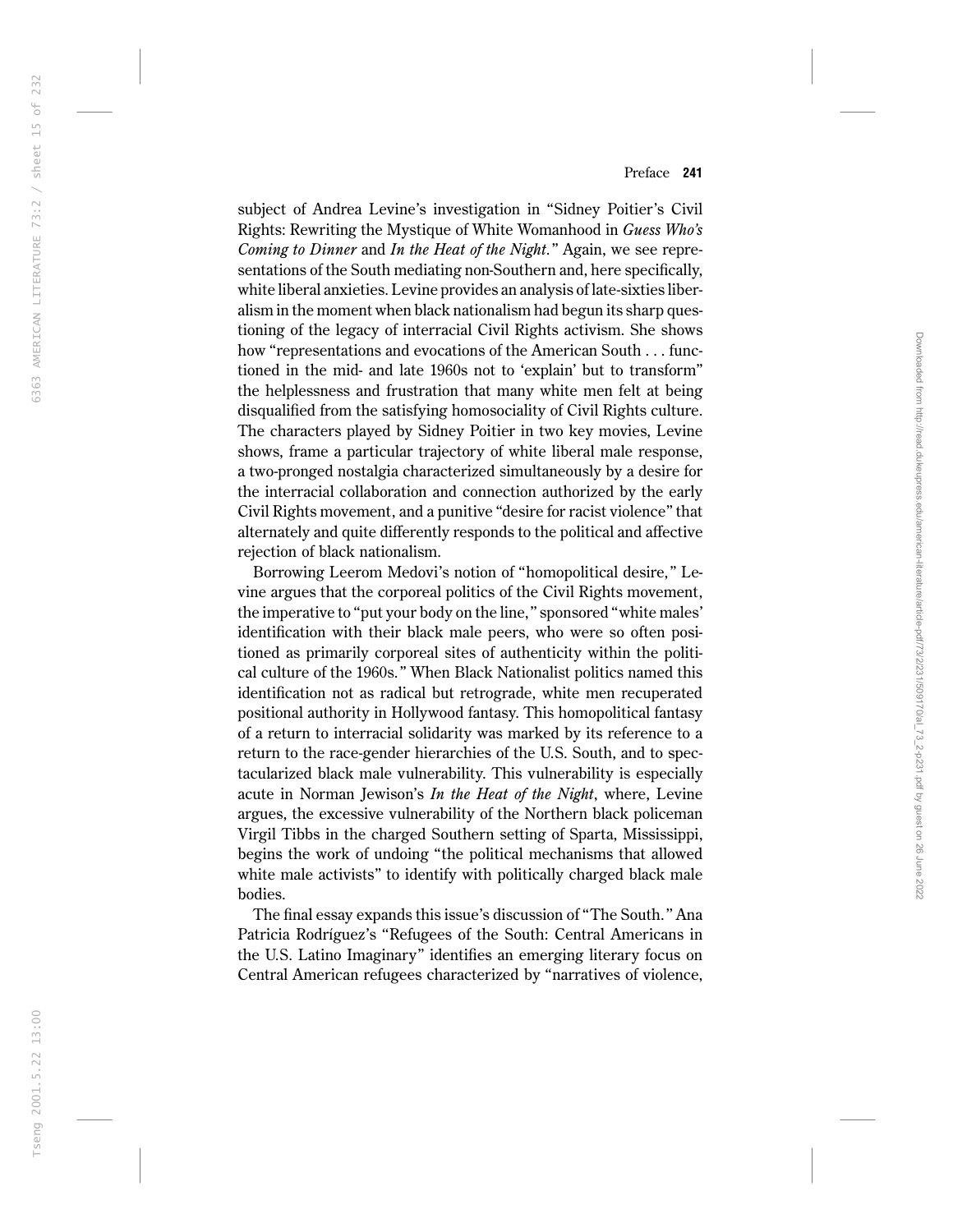subject of Andrea Levine's investigation in "Sidney Poitier's Civil Rights: Rewriting the Mystique of White Womanhood in *Guess Who's Coming to Dinner* and *In the Heat of the Night*." Again, we see representations of the South mediating non-Southern and, here specifically, white liberal anxieties. Levine provides an analysis of late-sixties liberalism in the moment when black nationalism had begun its sharp questioning of the legacy of interracial Civil Rights activism. She shows how "representations and evocations of the American South . . . functioned in the mid- and late 1960s not to 'explain' but to transform" the helplessness and frustration that many white men felt at being disqualified from the satisfying homosociality of Civil Rights culture. The characters played by Sidney Poitier in two key movies, Levine shows, frame a particular trajectory of white liberal male response, a two-pronged nostalgia characterized simultaneously by a desire for the interracial collaboration and connection authorized by the early Civil Rights movement, and a punitive "desire for racist violence" that alternately and quite differently responds to the political and affective rejection of black nationalism.

Borrowing Leerom Medovi's notion of "homopolitical desire," Levine argues that the corporeal politics of the Civil Rights movement, the imperative to "put your body on the line," sponsored "white males' identification with their black male peers, who were so often positioned as primarily corporeal sites of authenticity within the political culture of the 1960s." When Black Nationalist politics named this identification not as radical but retrograde, white men recuperated positional authority in Hollywood fantasy. This homopolitical fantasy of a return to interracial solidarity was marked by its reference to a return to the race-gender hierarchies of the U.S. South, and to spectacularized black male vulnerability. This vulnerability is especially acute in Norman Jewison's *In the Heat of the Night*, where, Levine argues, the excessive vulnerability of the Northern black policeman Virgil Tibbs in the charged Southern setting of Sparta, Mississippi, begins the work of undoing "the political mechanisms that allowed white male activists" to identify with politically charged black male bodies.

The final essay expands this issue's discussion of "The South." Ana Patricia Rodríguez's "Refugees of the South: Central Americans in the U.S. Latino Imaginary" identifies an emerging literary focus on Central American refugees characterized by "narratives of violence,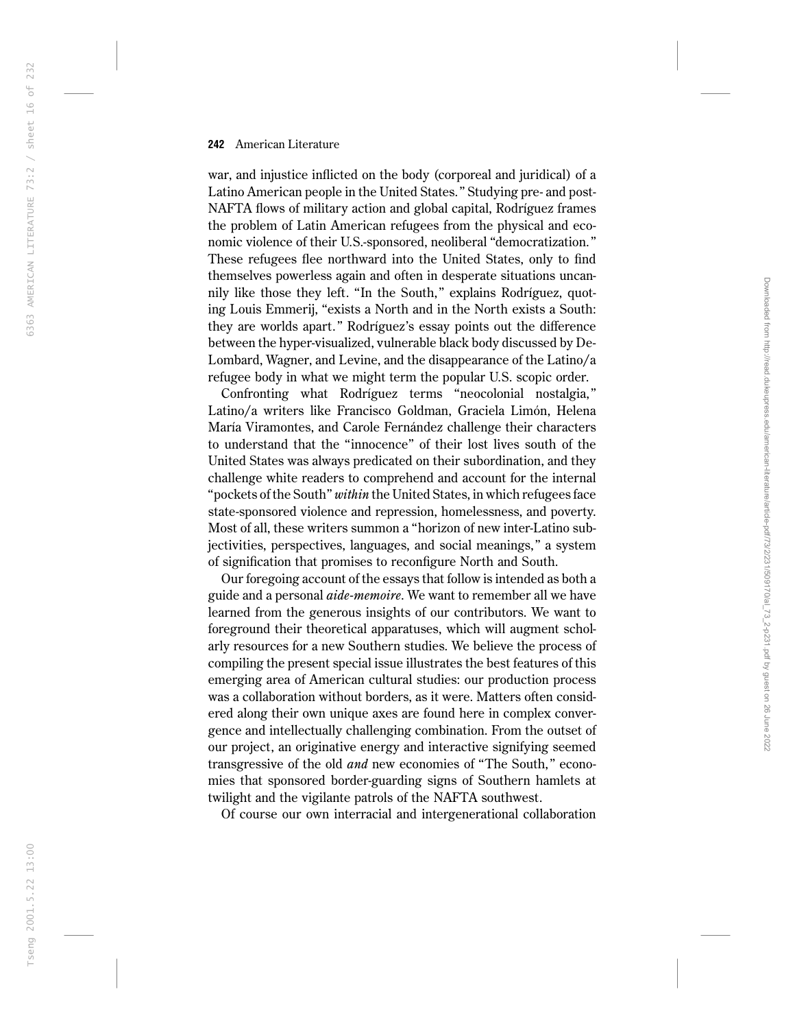war, and injustice inflicted on the body (corporeal and juridical) of a Latino American people in the United States." Studying pre- and post-NAFTA flows of military action and global capital, Rodríguez frames the problem of Latin American refugees from the physical and economic violence of their U.S.-sponsored, neoliberal "democratization." These refugees flee northward into the United States, only to find themselves powerless again and often in desperate situations uncannily like those they left. "In the South," explains Rodríguez, quoting Louis Emmerij, "exists a North and in the North exists a South: they are worlds apart." Rodríguez's essay points out the difference between the hyper-visualized, vulnerable black body discussed by DeLombard, Wagner, and Levine, and the disappearance of the Latino/a refugee body in what we might term the popular U.S. scopic order.

Confronting what Rodríguez terms "neocolonial nostalgia," Latino/a writers like Francisco Goldman, Graciela Limón, Helena María Viramontes, and Carole Fernández challenge their characters to understand that the "innocence" of their lost lives south of the United States was always predicated on their subordination, and they challenge white readers to comprehend and account for the internal "pockets of the South" *within* the United States, in which refugees face state-sponsored violence and repression, homelessness, and poverty. Most of all, these writers summon a "horizon of new inter-Latino subjectivities, perspectives, languages, and social meanings," a system of signification that promises to reconfigure North and South.

Our foregoing account of the essays that follow is intended as both a guide and a personal *aide-memoire*. We want to remember all we have learned from the generous insights of our contributors. We want to foreground their theoretical apparatuses, which will augment scholarly resources for a new Southern studies. We believe the process of compiling the present special issue illustrates the best features of this emerging area of American cultural studies: our production process was a collaboration without borders, as it were. Matters often considered along their own unique axes are found here in complex convergence and intellectually challenging combination. From the outset of our project, an originative energy and interactive signifying seemed transgressive of the old *and* new economies of "The South," economies that sponsored border-guarding signs of Southern hamlets at twilight and the vigilante patrols of the NAFTA southwest.

Of course our own interracial and intergenerational collaboration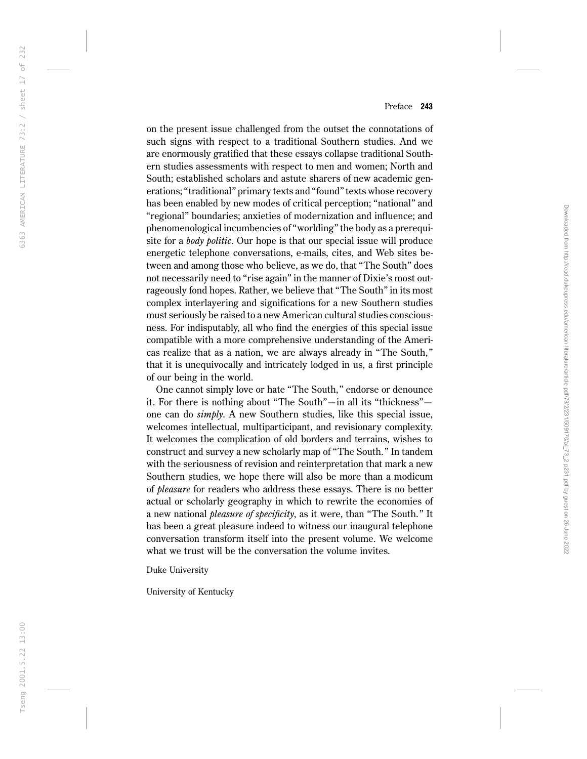on the present issue challenged from the outset the connotations of such signs with respect to a traditional Southern studies. And we are enormously gratified that these essays collapse traditional Southern studies assessments with respect to men and women; North and South; established scholars and astute sharers of new academic generations; "traditional" primary texts and "found" texts whose recovery has been enabled by new modes of critical perception; "national" and "regional" boundaries; anxieties of modernization and influence; and phenomenological incumbencies of "worlding" the body as a prerequisite for a *body politic*. Our hope is that our special issue will produce energetic telephone conversations, e-mails, cites, and Web sites between and among those who believe, as we do, that "The South" does not necessarily need to "rise again" in the manner of Dixie's most outrageously fond hopes. Rather, we believe that "The South" in its most complex interlayering and significations for a new Southern studies must seriously be raised to a new American cultural studies consciousness. For indisputably, all who find the energies of this special issue compatible with a more comprehensive understanding of the Americas realize that as a nation, we are always already in "The South," that it is unequivocally and intricately lodged in us, a first principle of our being in the world.

One cannot simply love or hate "The South," endorse or denounce it. For there is nothing about "The South"—in all its "thickness"—one can do *simply*. A new Southern studies, like this special issue, welcomes intellectual, multiparticipant, and revisionary complexity. It welcomes the complication of old borders and terrains, wishes to construct and survey a new scholarly map of "The South." In tandem with the seriousness of revision and reinterpretation that mark a new Southern studies, we hope there will also be more than a modicum of *pleasure* for readers who address these essays. There is no better actual or scholarly geography in which to rewrite the economies of a new national *pleasure of specificity*, as it were, than "The South." It has been a great pleasure indeed to witness our inaugural telephone conversation transform itself into the present volume. We welcome what we trust will be the conversation the volume invites.

Duke University

University of Kentucky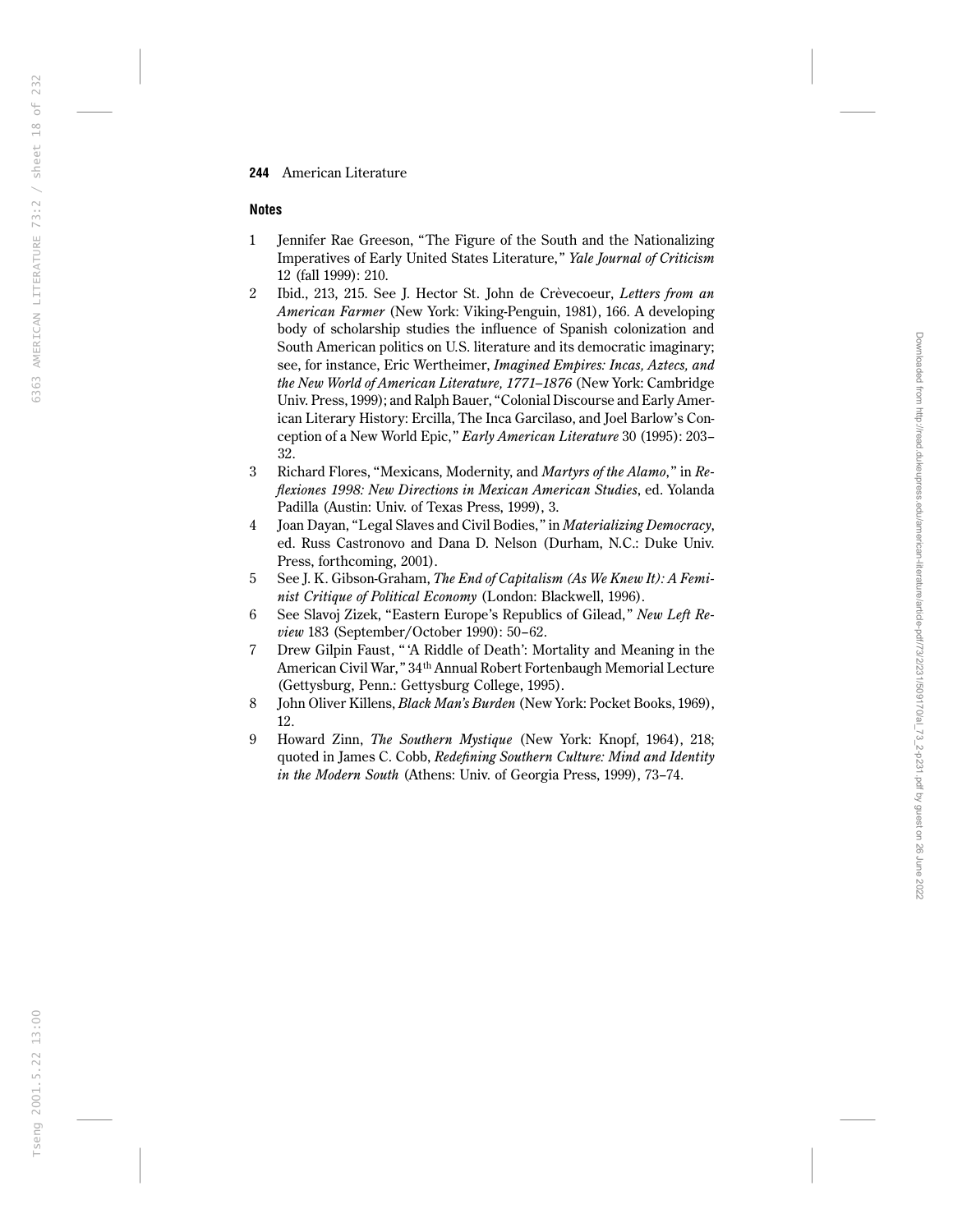## Notes

1. Jennifer Rae Greeson, "The Figure of the South and the Nationalizing Imperatives of Early United States Literature," *Yale Journal of Criticism* 12 (fall 1999): 210.
2. Ibid., 213, 215. See J. Hector St. John de Crèvecoeur, *Letters from an American Farmer* (New York: Viking-Penguin, 1981), 166. A developing body of scholarship studies the influence of Spanish colonization and South American politics on U.S. literature and its democratic imaginary; see, for instance, Eric Wertheimer, *Imagined Empires: Incas, Aztecs, and the New World of American Literature, 1771–1876* (New York: Cambridge Univ. Press, 1999); and Ralph Bauer, "Colonial Discourse and Early American Literary History: Ercilla, The Inca Garcilaso, and Joel Barlow's Conception of a New World Epic," *Early American Literature* 30 (1995): 203–32.
3. Richard Flores, "Mexicans, Modernity, and *Martyrs of the Alamo*," in *Reflexiones 1998: New Directions in Mexican American Studies*, ed. Yolanda Padilla (Austin: Univ. of Texas Press, 1999), 3.
4. Joan Dayan, "Legal Slaves and Civil Bodies," in *Materializing Democracy*, ed. Russ Castronovo and Dana D. Nelson (Durham, N.C.: Duke Univ. Press, forthcoming, 2001).
5. See J. K. Gibson-Graham, *The End of Capitalism (As We Knew It): A Feminist Critique of Political Economy* (London: Blackwell, 1996).
6. See Slavoj Zizek, "Eastern Europe's Republics of Gilead," *New Left Review* 183 (September/October 1990): 50–62.
7. Drew Gilpin Faust, "'A Riddle of Death': Mortality and Meaning in the American Civil War," 34th Annual Robert Fortenbaugh Memorial Lecture (Gettysburg, Penn.: Gettysburg College, 1995).
8. John Oliver Killens, *Black Man's Burden* (New York: Pocket Books, 1969), 12.
9. Howard Zinn, *The Southern Mystique* (New York: Knopf, 1964), 218; quoted in James C. Cobb, *Redefining Southern Culture: Mind and Identity in the Modern South* (Athens: Univ. of Georgia Press, 1999), 73–74.